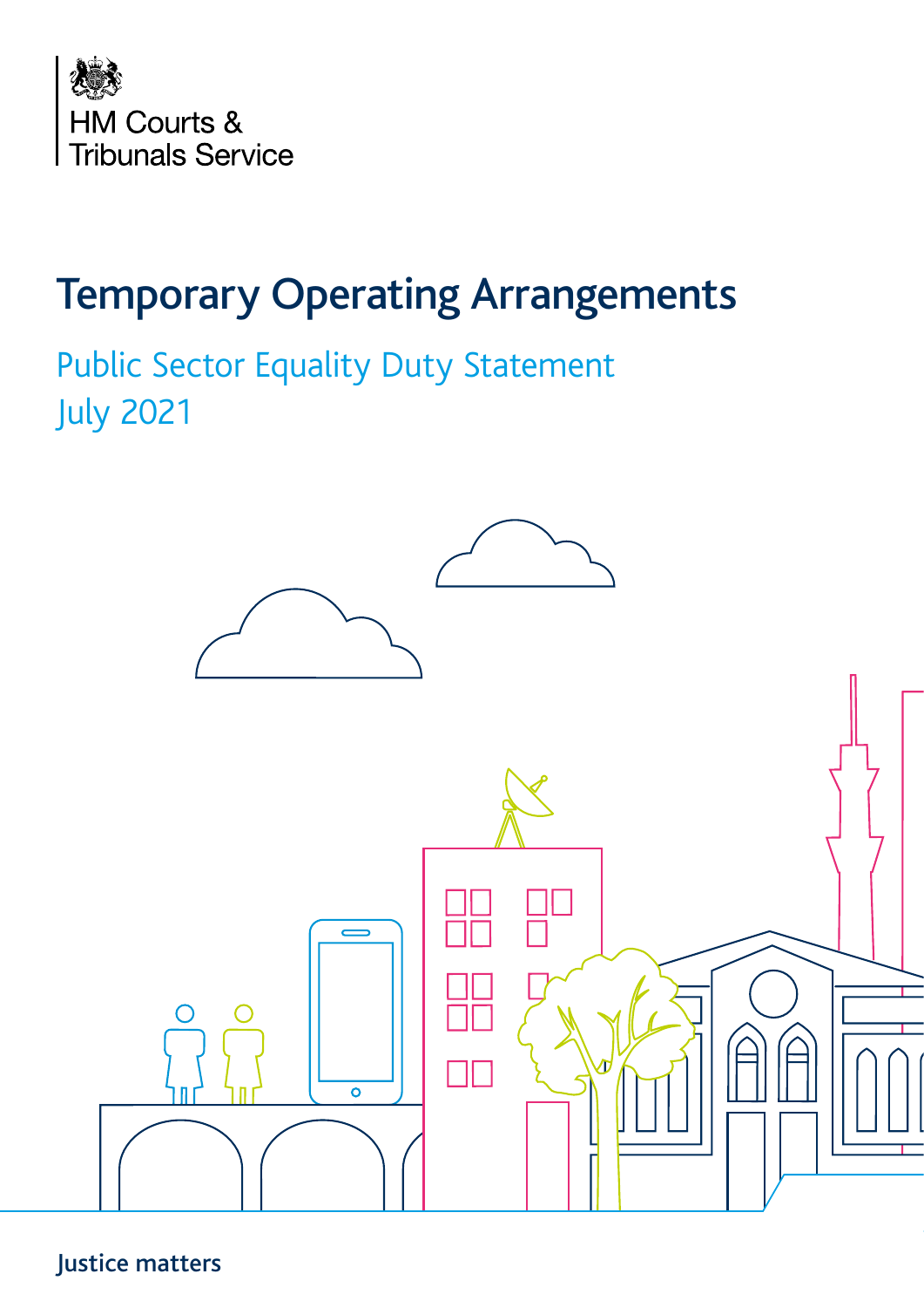HM Courts &
Tribunals Service

# Temporary Operating Arrangements

## Public Sector Equality Duty Statement
## July 2021

Justice matters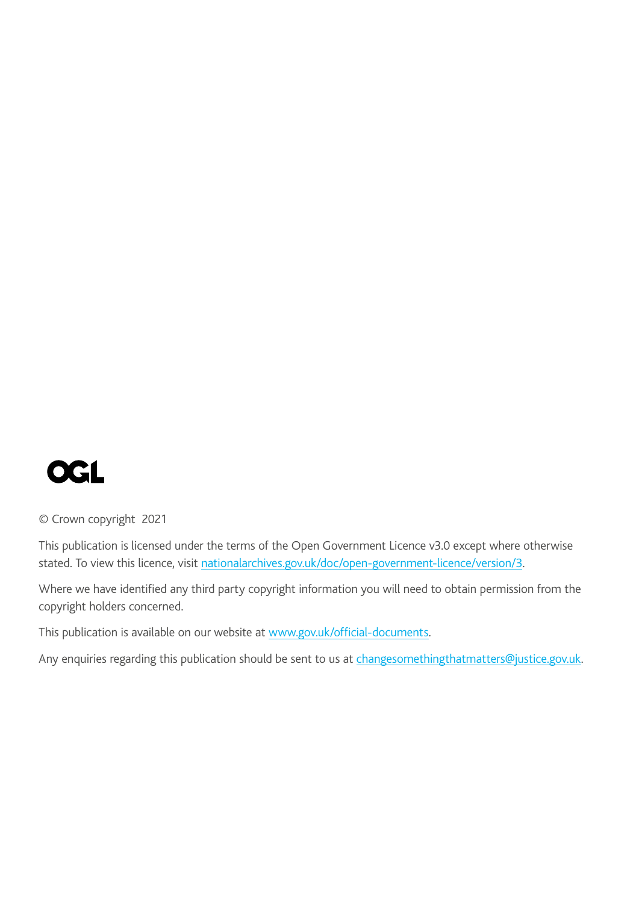© Crown copyright 2021

This publication is licensed under the terms of the Open Government Licence v3.0 except where otherwise stated. To view this licence, visit nationalarchives.gov.uk/doc/open-government-licence/version/3.

Where we have identified any third party copyright information you will need to obtain permission from the copyright holders concerned.

This publication is available on our website at www.gov.uk/official-documents.

Any enquiries regarding this publication should be sent to us at changesomethingthatmatters@justice.gov.uk.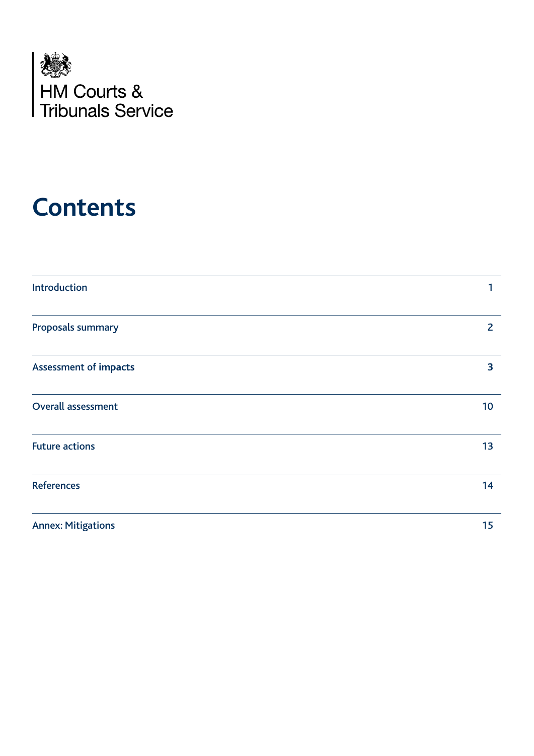HM Courts &
Tribunals Service

# Contents

| | |
|---|---|
| Introduction | 1 |
| Proposals summary | 2 |
| Assessment of impacts | 3 |
| Overall assessment | 10 |
| Future actions | 13 |
| References | 14 |
| Annex: Mitigations | 15 |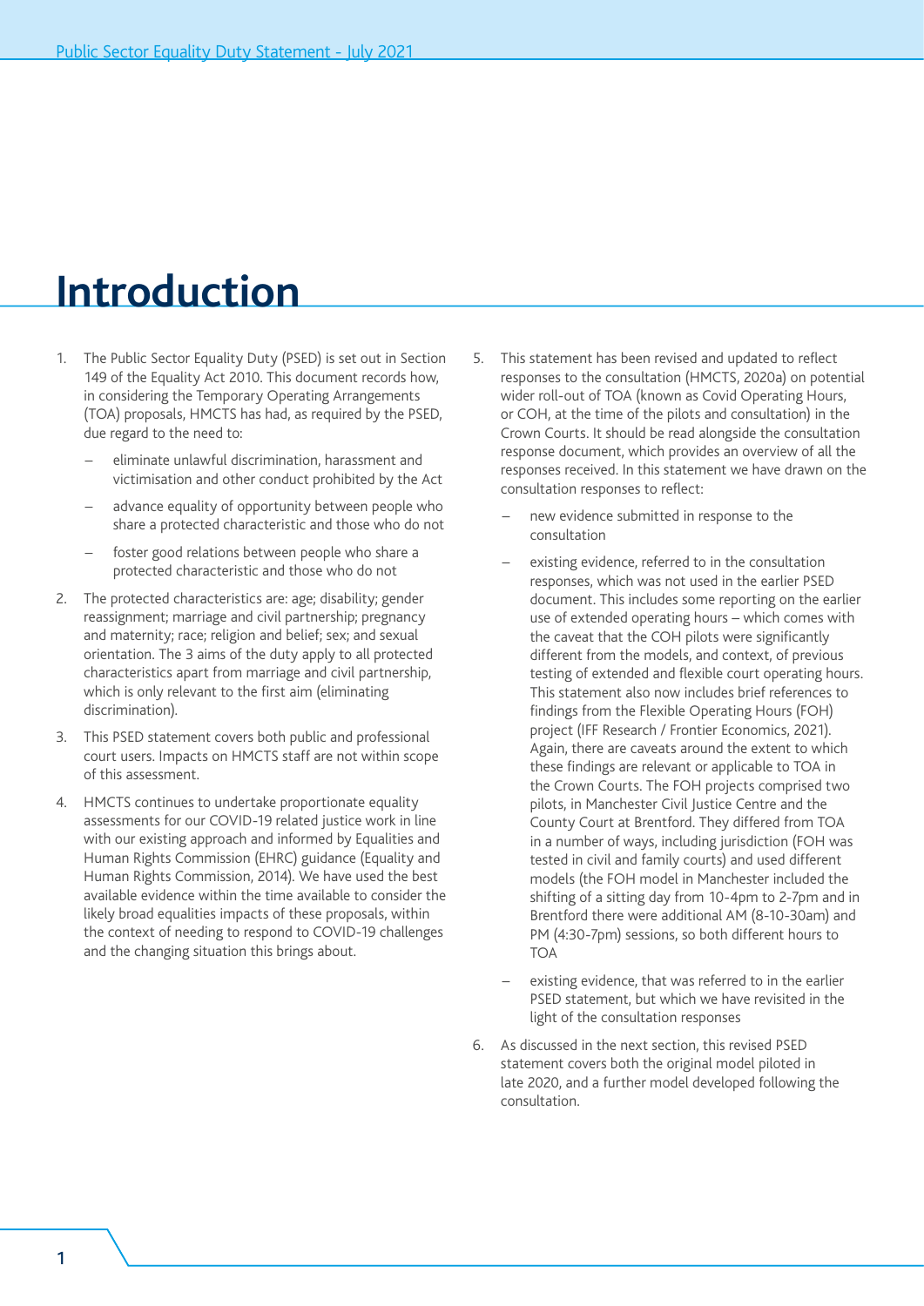# Introduction

1. The Public Sector Equality Duty (PSED) is set out in Section 149 of the Equality Act 2010. This document records how, in considering the Temporary Operating Arrangements (TOA) proposals, HMCTS has had, as required by the PSED, due regard to the need to:

   – eliminate unlawful discrimination, harassment and victimisation and other conduct prohibited by the Act

   – advance equality of opportunity between people who share a protected characteristic and those who do not

   – foster good relations between people who share a protected characteristic and those who do not

2. The protected characteristics are: age; disability; gender reassignment; marriage and civil partnership; pregnancy and maternity; race; religion and belief; sex; and sexual orientation. The 3 aims of the duty apply to all protected characteristics apart from marriage and civil partnership, which is only relevant to the first aim (eliminating discrimination).

3. This PSED statement covers both public and professional court users. Impacts on HMCTS staff are not within scope of this assessment.

4. HMCTS continues to undertake proportionate equality assessments for our COVID-19 related justice work in line with our existing approach and informed by Equalities and Human Rights Commission (EHRC) guidance (Equality and Human Rights Commission, 2014). We have used the best available evidence within the time available to consider the likely broad equalities impacts of these proposals, within the context of needing to respond to COVID-19 challenges and the changing situation this brings about.

5. This statement has been revised and updated to reflect responses to the consultation (HMCTS, 2020a) on potential wider roll-out of TOA (known as Covid Operating Hours, or COH, at the time of the pilots and consultation) in the Crown Courts. It should be read alongside the consultation response document, which provides an overview of all the responses received. In this statement we have drawn on the consultation responses to reflect:

   – new evidence submitted in response to the consultation

   – existing evidence, referred to in the consultation responses, which was not used in the earlier PSED document. This includes some reporting on the earlier use of extended operating hours – which comes with the caveat that the COH pilots were significantly different from the models, and context, of previous testing of extended and flexible court operating hours. This statement also now includes brief references to findings from the Flexible Operating Hours (FOH) project (IFF Research / Frontier Economics, 2021). Again, there are caveats around the extent to which these findings are relevant or applicable to TOA in the Crown Courts. The FOH projects comprised two pilots, in Manchester Civil Justice Centre and the County Court at Brentford. They differed from TOA in a number of ways, including jurisdiction (FOH was tested in civil and family courts) and used different models (the FOH model in Manchester included the shifting of a sitting day from 10-4pm to 2-7pm and in Brentford there were additional AM (8-10-30am) and PM (4:30-7pm) sessions, so both different hours to TOA

   – existing evidence, that was referred to in the earlier PSED statement, but which we have revisited in the light of the consultation responses

6. As discussed in the next section, this revised PSED statement covers both the original model piloted in late 2020, and a further model developed following the consultation.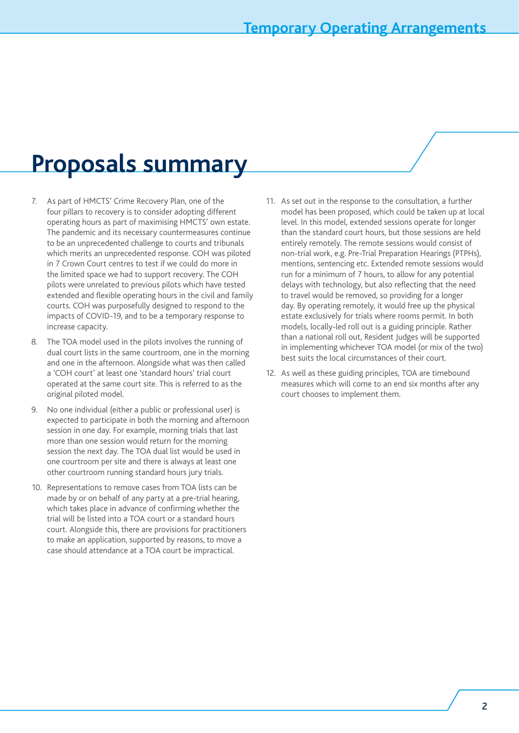# Proposals summary

7. As part of HMCTS' Crime Recovery Plan, one of the four pillars to recovery is to consider adopting different operating hours as part of maximising HMCTS' own estate. The pandemic and its necessary countermeasures continue to be an unprecedented challenge to courts and tribunals which merits an unprecedented response. COH was piloted in 7 Crown Court centres to test if we could do more in the limited space we had to support recovery. The COH pilots were unrelated to previous pilots which have tested extended and flexible operating hours in the civil and family courts. COH was purposefully designed to respond to the impacts of COVID-19, and to be a temporary response to increase capacity.

8. The TOA model used in the pilots involves the running of dual court lists in the same courtroom, one in the morning and one in the afternoon. Alongside what was then called a 'COH court' at least one 'standard hours' trial court operated at the same court site. This is referred to as the original piloted model.

9. No one individual (either a public or professional user) is expected to participate in both the morning and afternoon session in one day. For example, morning trials that last more than one session would return for the morning session the next day. The TOA dual list would be used in one courtroom per site and there is always at least one other courtroom running standard hours jury trials.

10. Representations to remove cases from TOA lists can be made by or on behalf of any party at a pre-trial hearing, which takes place in advance of confirming whether the trial will be listed into a TOA court or a standard hours court. Alongside this, there are provisions for practitioners to make an application, supported by reasons, to move a case should attendance at a TOA court be impractical.

11. As set out in the response to the consultation, a further model has been proposed, which could be taken up at local level. In this model, extended sessions operate for longer than the standard court hours, but those sessions are held entirely remotely. The remote sessions would consist of non-trial work, e.g. Pre-Trial Preparation Hearings (PTPHs), mentions, sentencing etc. Extended remote sessions would run for a minimum of 7 hours, to allow for any potential delays with technology, but also reflecting that the need to travel would be removed, so providing for a longer day. By operating remotely, it would free up the physical estate exclusively for trials where rooms permit. In both models, locally-led roll out is a guiding principle. Rather than a national roll out, Resident Judges will be supported in implementing whichever TOA model (or mix of the two) best suits the local circumstances of their court.

12. As well as these guiding principles, TOA are timebound measures which will come to an end six months after any court chooses to implement them.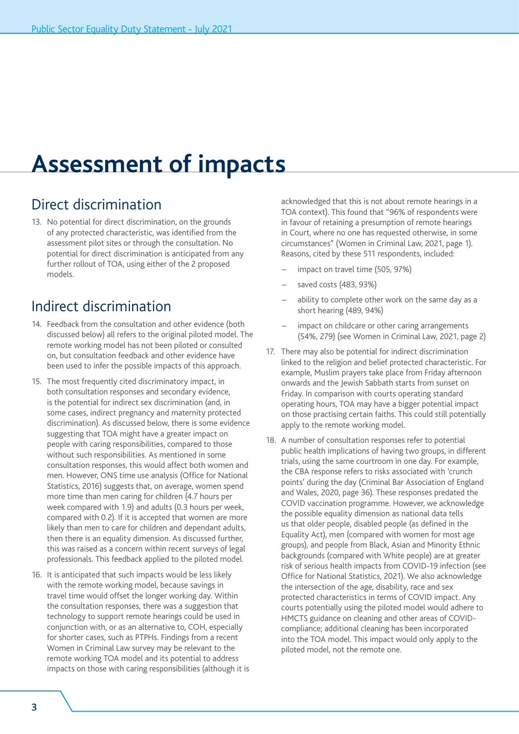# Assessment of impacts

## Direct discrimination

13. No potential for direct discrimination, on the grounds of any protected characteristic, was identified from the assessment pilot sites or through the consultation. No potential for direct discrimination is anticipated from any further rollout of TOA, using either of the 2 proposed models.

## Indirect discrimination

14. Feedback from the consultation and other evidence (both discussed below) all refers to the original piloted model. The remote working model has not been piloted or consulted on, but consultation feedback and other evidence have been used to infer the possible impacts of this approach.

15. The most frequently cited discriminatory impact, in both consultation responses and secondary evidence, is the potential for indirect sex discrimination (and, in some cases, indirect pregnancy and maternity protected discrimination). As discussed below, there is some evidence suggesting that TOA might have a greater impact on people with caring responsibilities, compared to those without such responsibilities. As mentioned in some consultation responses, this would affect both women and men. However, ONS time use analysis (Office for National Statistics, 2016) suggests that, on average, women spend more time than men caring for children (4.7 hours per week compared with 1.9) and adults (0.3 hours per week, compared with 0.2). If it is accepted that women are more likely than men to care for children and dependant adults, then there is an equality dimension. As discussed further, this was raised as a concern within recent surveys of legal professionals. This feedback applied to the piloted model.

16. It is anticipated that such impacts would be less likely with the remote working model, because savings in travel time would offset the longer working day. Within the consultation responses, there was a suggestion that technology to support remote hearings could be used in conjunction with, or as an alternative to, COH, especially for shorter cases, such as PTPHs. Findings from a recent Women in Criminal Law survey may be relevant to the remote working TOA model and its potential to address impacts on those with caring responsibilities (although it is acknowledged that this is not about remote hearings in a TOA context). This found that "96% of respondents were in favour of retaining a presumption of remote hearings in Court, where no one has requested otherwise, in some circumstances" (Women in Criminal Law, 2021, page 1). Reasons, cited by these 511 respondents, included:

    - impact on travel time (505, 97%)
    - saved costs (483, 93%)
    - ability to complete other work on the same day as a short hearing (489, 94%)
    - impact on childcare or other caring arrangements (54%, 279) (see Women in Criminal Law, 2021, page 2)

17. There may also be potential for indirect discrimination linked to the religion and belief protected characteristic. For example, Muslim prayers take place from Friday afternoon onwards and the Jewish Sabbath starts from sunset on Friday. In comparison with courts operating standard operating hours, TOA may have a bigger potential impact on those practising certain faiths. This could still potentially apply to the remote working model.

18. A number of consultation responses refer to potential public health implications of having two groups, in different trials, using the same courtroom in one day. For example, the CBA response refers to risks associated with 'crunch points' during the day (Criminal Bar Association of England and Wales, 2020, page 36). These responses predated the COVID vaccination programme. However, we acknowledge the possible equality dimension as national data tells us that older people, disabled people (as defined in the Equality Act), men (compared with women for most age groups), and people from Black, Asian and Minority Ethnic backgrounds (compared with White people) are at greater risk of serious health impacts from COVID-19 infection (see Office for National Statistics, 2021). We also acknowledge the intersection of the age, disability, race and sex protected characteristics in terms of COVID impact. Any courts potentially using the piloted model would adhere to HMCTS guidance on cleaning and other areas of COVID-compliance; additional cleaning has been incorporated into the TOA model. This impact would only apply to the piloted model, not the remote one.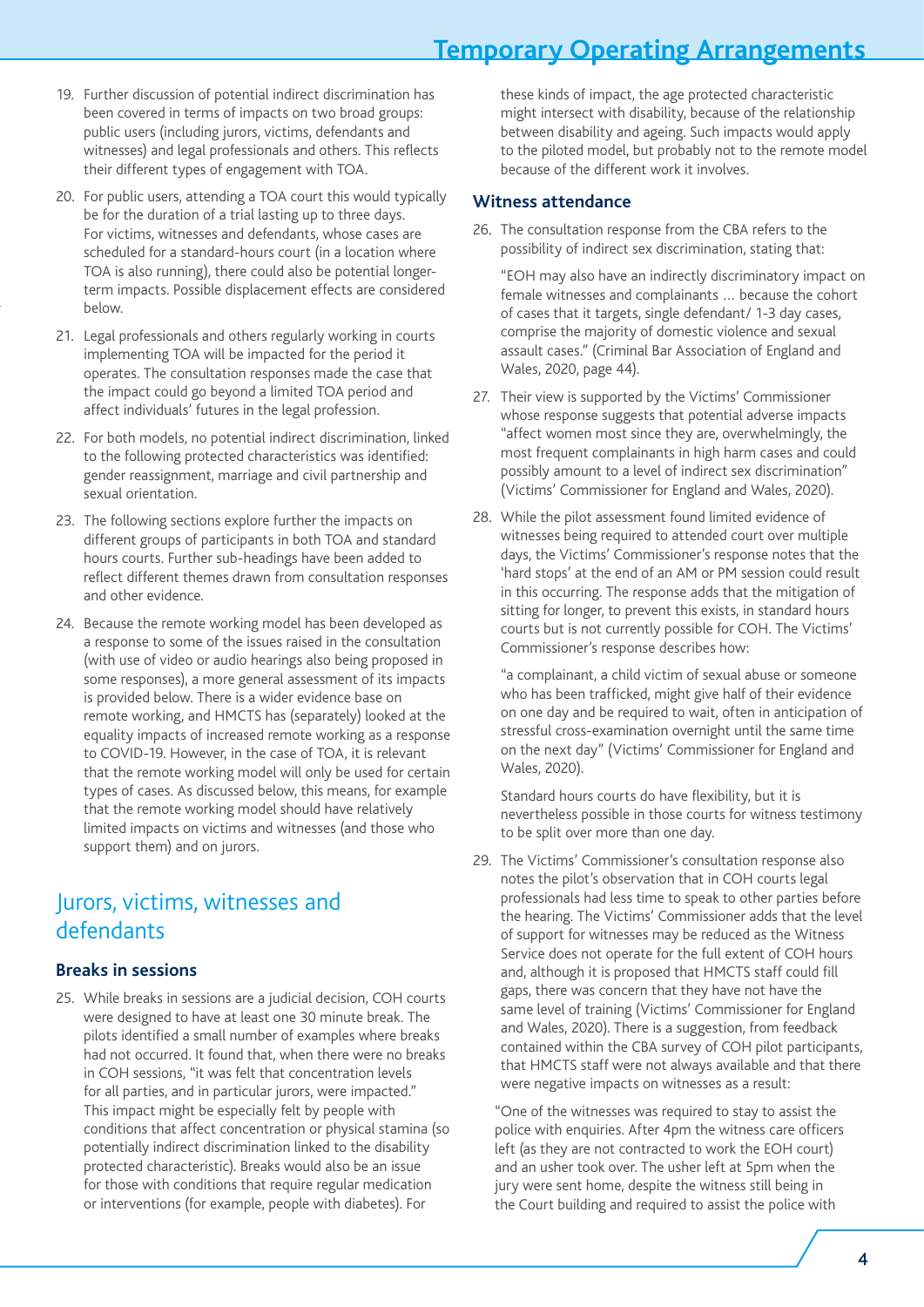19. Further discussion of potential indirect discrimination has been covered in terms of impacts on two broad groups: public users (including jurors, victims, defendants and witnesses) and legal professionals and others. This reflects their different types of engagement with TOA.

20. For public users, attending a TOA court this would typically be for the duration of a trial lasting up to three days. For victims, witnesses and defendants, whose cases are scheduled for a standard-hours court (in a location where TOA is also running), there could also be potential longer-term impacts. Possible displacement effects are considered below.

21. Legal professionals and others regularly working in courts implementing TOA will be impacted for the period it operates. The consultation responses made the case that the impact could go beyond a limited TOA period and affect individuals' futures in the legal profession.

22. For both models, no potential indirect discrimination, linked to the following protected characteristics was identified: gender reassignment, marriage and civil partnership and sexual orientation.

23. The following sections explore further the impacts on different groups of participants in both TOA and standard hours courts. Further sub-headings have been added to reflect different themes drawn from consultation responses and other evidence.

24. Because the remote working model has been developed as a response to some of the issues raised in the consultation (with use of video or audio hearings also being proposed in some responses), a more general assessment of its impacts is provided below. There is a wider evidence base on remote working, and HMCTS has (separately) looked at the equality impacts of increased remote working as a response to COVID-19. However, in the case of TOA, it is relevant that the remote working model will only be used for certain types of cases. As discussed below, this means, for example that the remote working model should have relatively limited impacts on victims and witnesses (and those who support them) and on jurors.

## Jurors, victims, witnesses and defendants

### Breaks in sessions

25. While breaks in sessions are a judicial decision, COH courts were designed to have at least one 30 minute break. The pilots identified a small number of examples where breaks had not occurred. It found that, when there were no breaks in COH sessions, "it was felt that concentration levels for all parties, and in particular jurors, were impacted." This impact might be especially felt by people with conditions that affect concentration or physical stamina (so potentially indirect discrimination linked to the disability protected characteristic). Breaks would also be an issue for those with conditions that require regular medication or interventions (for example, people with diabetes). For these kinds of impact, the age protected characteristic might intersect with disability, because of the relationship between disability and ageing. Such impacts would apply to the piloted model, but probably not to the remote model because of the different work it involves.

### Witness attendance

26. The consultation response from the CBA refers to the possibility of indirect sex discrimination, stating that:

    "EOH may also have an indirectly discriminatory impact on female witnesses and complainants … because the cohort of cases that it targets, single defendant/ 1-3 day cases, comprise the majority of domestic violence and sexual assault cases." (Criminal Bar Association of England and Wales, 2020, page 44).

27. Their view is supported by the Victims' Commissioner whose response suggests that potential adverse impacts "affect women most since they are, overwhelmingly, the most frequent complainants in high harm cases and could possibly amount to a level of indirect sex discrimination" (Victims' Commissioner for England and Wales, 2020).

28. While the pilot assessment found limited evidence of witnesses being required to attended court over multiple days, the Victims' Commissioner's response notes that the 'hard stops' at the end of an AM or PM session could result in this occurring. The response adds that the mitigation of sitting for longer, to prevent this exists, in standard hours courts but is not currently possible for COH. The Victims' Commissioner's response describes how:

    "a complainant, a child victim of sexual abuse or someone who has been trafficked, might give half of their evidence on one day and be required to wait, often in anticipation of stressful cross-examination overnight until the same time on the next day" (Victims' Commissioner for England and Wales, 2020).

    Standard hours courts do have flexibility, but it is nevertheless possible in those courts for witness testimony to be split over more than one day.

29. The Victims' Commissioner's consultation response also notes the pilot's observation that in COH courts legal professionals had less time to speak to other parties before the hearing. The Victims' Commissioner adds that the level of support for witnesses may be reduced as the Witness Service does not operate for the full extent of COH hours and, although it is proposed that HMCTS staff could fill gaps, there was concern that they have not have the same level of training (Victims' Commissioner for England and Wales, 2020). There is a suggestion, from feedback contained within the CBA survey of COH pilot participants, that HMCTS staff were not always available and that there were negative impacts on witnesses as a result:

    "One of the witnesses was required to stay to assist the police with enquiries. After 4pm the witness care officers left (as they are not contracted to work the EOH court) and an usher took over. The usher left at 5pm when the jury were sent home, despite the witness still being in the Court building and required to assist the police with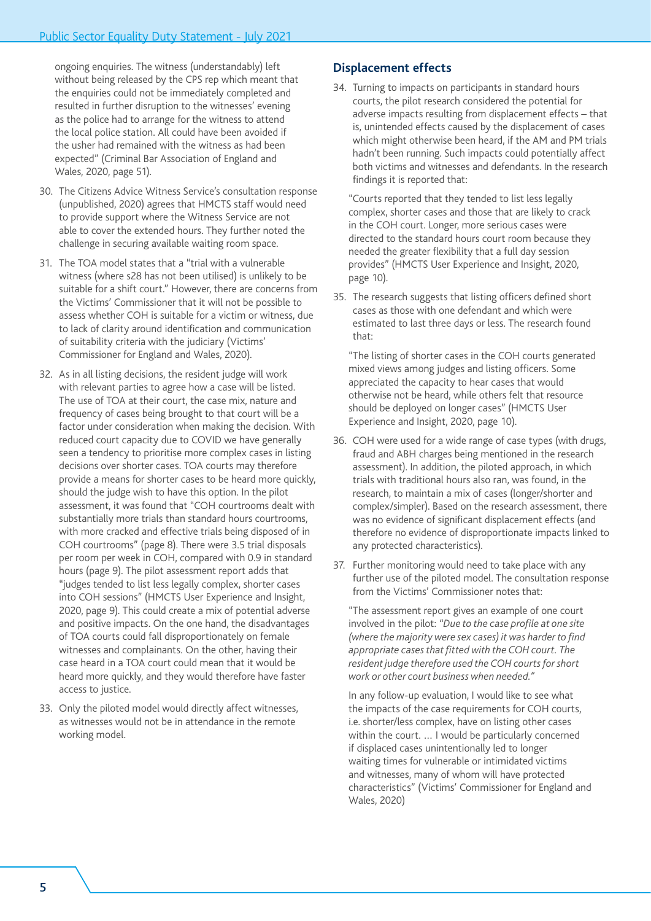ongoing enquiries. The witness (understandably) left without being released by the CPS rep which meant that the enquiries could not be immediately completed and resulted in further disruption to the witnesses' evening as the police had to arrange for the witness to attend the local police station. All could have been avoided if the usher had remained with the witness as had been expected" (Criminal Bar Association of England and Wales, 2020, page 51).

30. The Citizens Advice Witness Service's consultation response (unpublished, 2020) agrees that HMCTS staff would need to provide support where the Witness Service are not able to cover the extended hours. They further noted the challenge in securing available waiting room space.

31. The TOA model states that a "trial with a vulnerable witness (where s28 has not been utilised) is unlikely to be suitable for a shift court." However, there are concerns from the Victims' Commissioner that it will not be possible to assess whether COH is suitable for a victim or witness, due to lack of clarity around identification and communication of suitability criteria with the judiciary (Victims' Commissioner for England and Wales, 2020).

32. As in all listing decisions, the resident judge will work with relevant parties to agree how a case will be listed. The use of TOA at their court, the case mix, nature and frequency of cases being brought to that court will be a factor under consideration when making the decision. With reduced court capacity due to COVID we have generally seen a tendency to prioritise more complex cases in listing decisions over shorter cases. TOA courts may therefore provide a means for shorter cases to be heard more quickly, should the judge wish to have this option. In the pilot assessment, it was found that "COH courtrooms dealt with substantially more trials than standard hours courtrooms, with more cracked and effective trials being disposed of in COH courtrooms" (page 8). There were 3.5 trial disposals per room per week in COH, compared with 0.9 in standard hours (page 9). The pilot assessment report adds that "judges tended to list less legally complex, shorter cases into COH sessions" (HMCTS User Experience and Insight, 2020, page 9). This could create a mix of potential adverse and positive impacts. On the one hand, the disadvantages of TOA courts could fall disproportionately on female witnesses and complainants. On the other, having their case heard in a TOA court could mean that it would be heard more quickly, and they would therefore have faster access to justice.

33. Only the piloted model would directly affect witnesses, as witnesses would not be in attendance in the remote working model.

## Displacement effects

34. Turning to impacts on participants in standard hours courts, the pilot research considered the potential for adverse impacts resulting from displacement effects – that is, unintended effects caused by the displacement of cases which might otherwise been heard, if the AM and PM trials hadn't been running. Such impacts could potentially affect both victims and witnesses and defendants. In the research findings it is reported that:

   "Courts reported that they tended to list less legally complex, shorter cases and those that are likely to crack in the COH court. Longer, more serious cases were directed to the standard hours court room because they needed the greater flexibility that a full day session provides" (HMCTS User Experience and Insight, 2020, page 10).

35. The research suggests that listing officers defined short cases as those with one defendant and which were estimated to last three days or less. The research found that:

   "The listing of shorter cases in the COH courts generated mixed views among judges and listing officers. Some appreciated the capacity to hear cases that would otherwise not be heard, while others felt that resource should be deployed on longer cases" (HMCTS User Experience and Insight, 2020, page 10).

36. COH were used for a wide range of case types (with drugs, fraud and ABH charges being mentioned in the research assessment). In addition, the piloted approach, in which trials with traditional hours also ran, was found, in the research, to maintain a mix of cases (longer/shorter and complex/simpler). Based on the research assessment, there was no evidence of significant displacement effects (and therefore no evidence of disproportionate impacts linked to any protected characteristics).

37. Further monitoring would need to take place with any further use of the piloted model. The consultation response from the Victims' Commissioner notes that:

   "The assessment report gives an example of one court involved in the pilot: *"Due to the case profile at one site (where the majority were sex cases) it was harder to find appropriate cases that fitted with the COH court. The resident judge therefore used the COH courts for short work or other court business when needed."*

   In any follow-up evaluation, I would like to see what the impacts of the case requirements for COH courts, i.e. shorter/less complex, have on listing other cases within the court. … I would be particularly concerned if displaced cases unintentionally led to longer waiting times for vulnerable or intimidated victims and witnesses, many of whom will have protected characteristics" (Victims' Commissioner for England and Wales, 2020)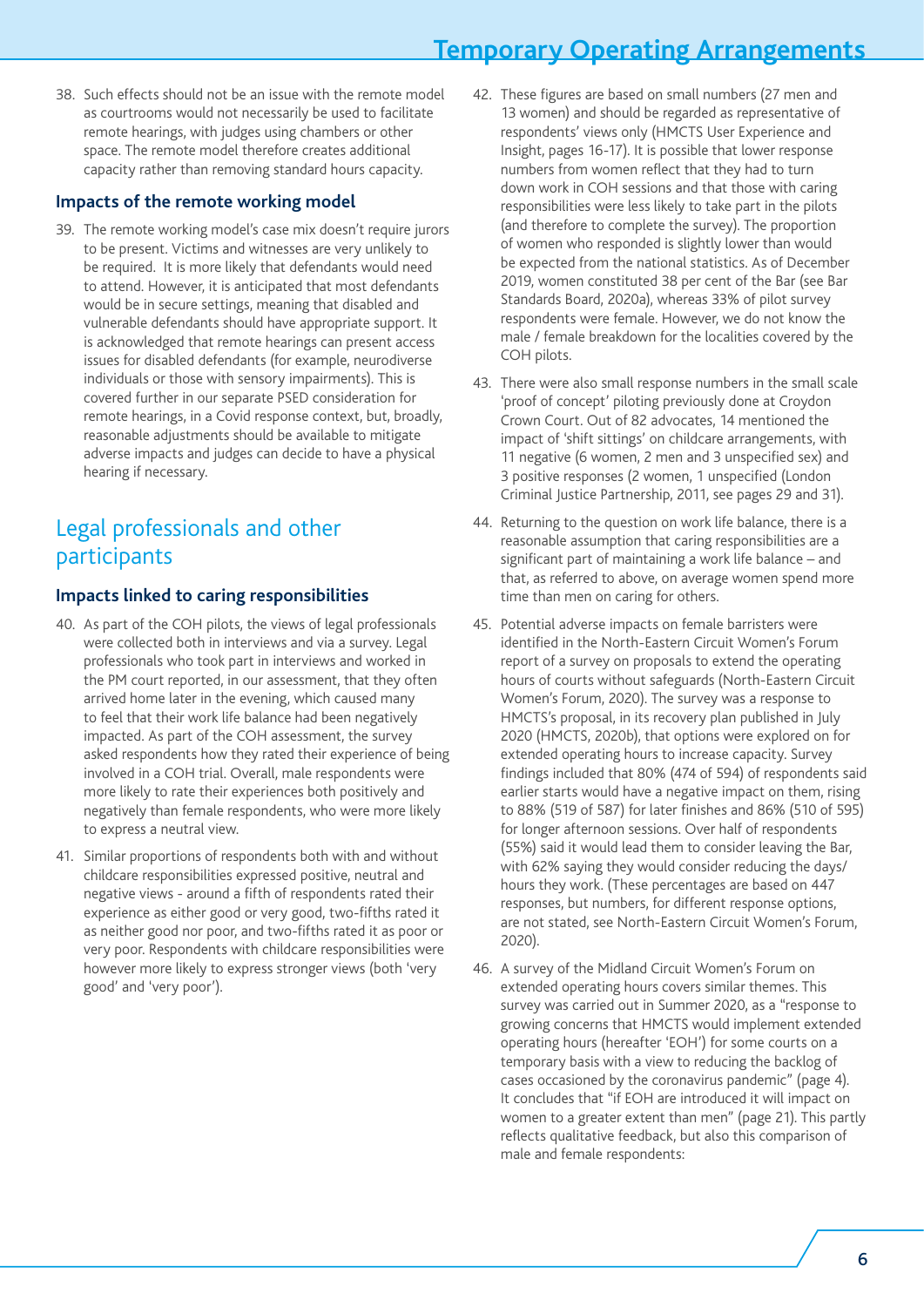38. Such effects should not be an issue with the remote model as courtrooms would not necessarily be used to facilitate remote hearings, with judges using chambers or other space. The remote model therefore creates additional capacity rather than removing standard hours capacity.

### Impacts of the remote working model

39. The remote working model's case mix doesn't require jurors to be present. Victims and witnesses are very unlikely to be required. It is more likely that defendants would need to attend. However, it is anticipated that most defendants would be in secure settings, meaning that disabled and vulnerable defendants should have appropriate support. It is acknowledged that remote hearings can present access issues for disabled defendants (for example, neurodiverse individuals or those with sensory impairments). This is covered further in our separate PSED consideration for remote hearings, in a Covid response context, but, broadly, reasonable adjustments should be available to mitigate adverse impacts and judges can decide to have a physical hearing if necessary.

## Legal professionals and other participants

### Impacts linked to caring responsibilities

40. As part of the COH pilots, the views of legal professionals were collected both in interviews and via a survey. Legal professionals who took part in interviews and worked in the PM court reported, in our assessment, that they often arrived home later in the evening, which caused many to feel that their work life balance had been negatively impacted. As part of the COH assessment, the survey asked respondents how they rated their experience of being involved in a COH trial. Overall, male respondents were more likely to rate their experiences both positively and negatively than female respondents, who were more likely to express a neutral view.

41. Similar proportions of respondents both with and without childcare responsibilities expressed positive, neutral and negative views - around a fifth of respondents rated their experience as either good or very good, two-fifths rated it as neither good nor poor, and two-fifths rated it as poor or very poor. Respondents with childcare responsibilities were however more likely to express stronger views (both 'very good' and 'very poor').

42. These figures are based on small numbers (27 men and 13 women) and should be regarded as representative of respondents' views only (HMCTS User Experience and Insight, pages 16-17). It is possible that lower response numbers from women reflect that they had to turn down work in COH sessions and that those with caring responsibilities were less likely to take part in the pilots (and therefore to complete the survey). The proportion of women who responded is slightly lower than would be expected from the national statistics. As of December 2019, women constituted 38 per cent of the Bar (see Bar Standards Board, 2020a), whereas 33% of pilot survey respondents were female. However, we do not know the male / female breakdown for the localities covered by the COH pilots.

43. There were also small response numbers in the small scale 'proof of concept' piloting previously done at Croydon Crown Court. Out of 82 advocates, 14 mentioned the impact of 'shift sittings' on childcare arrangements, with 11 negative (6 women, 2 men and 3 unspecified sex) and 3 positive responses (2 women, 1 unspecified (London Criminal Justice Partnership, 2011, see pages 29 and 31).

44. Returning to the question on work life balance, there is a reasonable assumption that caring responsibilities are a significant part of maintaining a work life balance – and that, as referred to above, on average women spend more time than men on caring for others.

45. Potential adverse impacts on female barristers were identified in the North-Eastern Circuit Women's Forum report of a survey on proposals to extend the operating hours of courts without safeguards (North-Eastern Circuit Women's Forum, 2020). The survey was a response to HMCTS's proposal, in its recovery plan published in July 2020 (HMCTS, 2020b), that options were explored on for extended operating hours to increase capacity. Survey findings included that 80% (474 of 594) of respondents said earlier starts would have a negative impact on them, rising to 88% (519 of 587) for later finishes and 86% (510 of 595) for longer afternoon sessions. Over half of respondents (55%) said it would lead them to consider leaving the Bar, with 62% saying they would consider reducing the days/ hours they work. (These percentages are based on 447 responses, but numbers, for different response options, are not stated, see North-Eastern Circuit Women's Forum, 2020).

46. A survey of the Midland Circuit Women's Forum on extended operating hours covers similar themes. This survey was carried out in Summer 2020, as a "response to growing concerns that HMCTS would implement extended operating hours (hereafter 'EOH') for some courts on a temporary basis with a view to reducing the backlog of cases occasioned by the coronavirus pandemic" (page 4). It concludes that "if EOH are introduced it will impact on women to a greater extent than men" (page 21). This partly reflects qualitative feedback, but also this comparison of male and female respondents: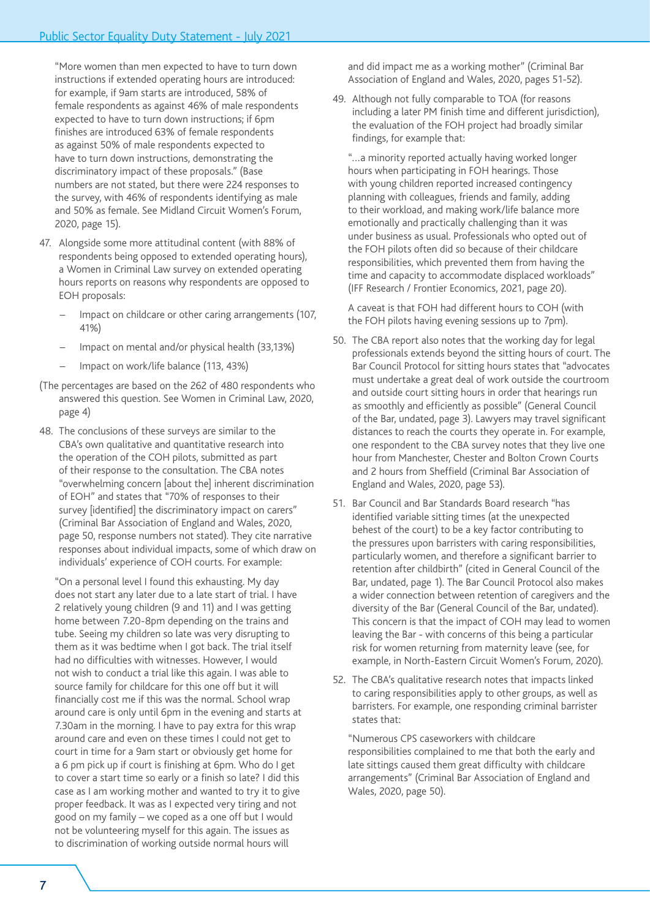"More women than men expected to have to turn down instructions if extended operating hours are introduced: for example, if 9am starts are introduced, 58% of female respondents as against 46% of male respondents expected to have to turn down instructions; if 6pm finishes are introduced 63% of female respondents as against 50% of male respondents expected to have to turn down instructions, demonstrating the discriminatory impact of these proposals." (Base numbers are not stated, but there were 224 responses to the survey, with 46% of respondents identifying as male and 50% as female. See Midland Circuit Women's Forum, 2020, page 15).

47. Alongside some more attitudinal content (with 88% of respondents being opposed to extended operating hours), a Women in Criminal Law survey on extended operating hours reports on reasons why respondents are opposed to EOH proposals:

    – Impact on childcare or other caring arrangements (107, 41%)

    – Impact on mental and/or physical health (33,13%)

    – Impact on work/life balance (113, 43%)

(The percentages are based on the 262 of 480 respondents who answered this question. See Women in Criminal Law, 2020, page 4)

48. The conclusions of these surveys are similar to the CBA's own qualitative and quantitative research into the operation of the COH pilots, submitted as part of their response to the consultation. The CBA notes "overwhelming concern [about the] inherent discrimination of EOH" and states that "70% of responses to their survey [identified] the discriminatory impact on carers" (Criminal Bar Association of England and Wales, 2020, page 50, response numbers not stated). They cite narrative responses about individual impacts, some of which draw on individuals' experience of COH courts. For example:

    "On a personal level I found this exhausting. My day does not start any later due to a late start of trial. I have 2 relatively young children (9 and 11) and I was getting home between 7.20-8pm depending on the trains and tube. Seeing my children so late was very disrupting to them as it was bedtime when I got back. The trial itself had no difficulties with witnesses. However, I would not wish to conduct a trial like this again. I was able to source family for childcare for this one off but it will financially cost me if this was the normal. School wrap around care is only until 6pm in the evening and starts at 7.30am in the morning. I have to pay extra for this wrap around care and even on these times I could not get to court in time for a 9am start or obviously get home for a 6 pm pick up if court is finishing at 6pm. Who do I get to cover a start time so early or a finish so late? I did this case as I am working mother and wanted to try it to give proper feedback. It was as I expected very tiring and not good on my family – we coped as a one off but I would not be volunteering myself for this again. The issues as to discrimination of working outside normal hours will and did impact me as a working mother" (Criminal Bar Association of England and Wales, 2020, pages 51-52).

49. Although not fully comparable to TOA (for reasons including a later PM finish time and different jurisdiction), the evaluation of the FOH project had broadly similar findings, for example that:

    "...a minority reported actually having worked longer hours when participating in FOH hearings. Those with young children reported increased contingency planning with colleagues, friends and family, adding to their workload, and making work/life balance more emotionally and practically challenging than it was under business as usual. Professionals who opted out of the FOH pilots often did so because of their childcare responsibilities, which prevented them from having the time and capacity to accommodate displaced workloads" (IFF Research / Frontier Economics, 2021, page 20).

    A caveat is that FOH had different hours to COH (with the FOH pilots having evening sessions up to 7pm).

50. The CBA report also notes that the working day for legal professionals extends beyond the sitting hours of court. The Bar Council Protocol for sitting hours states that "advocates must undertake a great deal of work outside the courtroom and outside court sitting hours in order that hearings run as smoothly and efficiently as possible" (General Council of the Bar, undated, page 3). Lawyers may travel significant distances to reach the courts they operate in. For example, one respondent to the CBA survey notes that they live one hour from Manchester, Chester and Bolton Crown Courts and 2 hours from Sheffield (Criminal Bar Association of England and Wales, 2020, page 53).

51. Bar Council and Bar Standards Board research "has identified variable sitting times (at the unexpected behest of the court) to be a key factor contributing to the pressures upon barristers with caring responsibilities, particularly women, and therefore a significant barrier to retention after childbirth" (cited in General Council of the Bar, undated, page 1). The Bar Council Protocol also makes a wider connection between retention of caregivers and the diversity of the Bar (General Council of the Bar, undated). This concern is that the impact of COH may lead to women leaving the Bar - with concerns of this being a particular risk for women returning from maternity leave (see, for example, in North-Eastern Circuit Women's Forum, 2020).

52. The CBA's qualitative research notes that impacts linked to caring responsibilities apply to other groups, as well as barristers. For example, one responding criminal barrister states that:

    "Numerous CPS caseworkers with childcare responsibilities complained to me that both the early and late sittings caused them great difficulty with childcare arrangements" (Criminal Bar Association of England and Wales, 2020, page 50).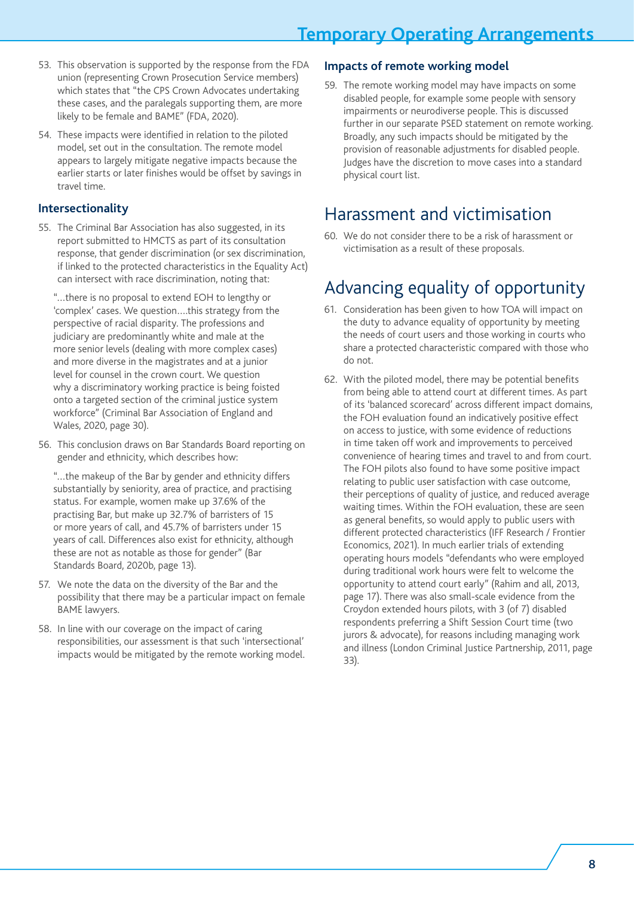53. This observation is supported by the response from the FDA union (representing Crown Prosecution Service members) which states that "the CPS Crown Advocates undertaking these cases, and the paralegals supporting them, are more likely to be female and BAME" (FDA, 2020).

54. These impacts were identified in relation to the piloted model, set out in the consultation. The remote model appears to largely mitigate negative impacts because the earlier starts or later finishes would be offset by savings in travel time.

### Intersectionality

55. The Criminal Bar Association has also suggested, in its report submitted to HMCTS as part of its consultation response, that gender discrimination (or sex discrimination, if linked to the protected characteristics in the Equality Act) can intersect with race discrimination, noting that:

   "…there is no proposal to extend EOH to lengthy or 'complex' cases. We question….this strategy from the perspective of racial disparity. The professions and judiciary are predominantly white and male at the more senior levels (dealing with more complex cases) and more diverse in the magistrates and at a junior level for counsel in the crown court. We question why a discriminatory working practice is being foisted onto a targeted section of the criminal justice system workforce" (Criminal Bar Association of England and Wales, 2020, page 30).

56. This conclusion draws on Bar Standards Board reporting on gender and ethnicity, which describes how:

   "…the makeup of the Bar by gender and ethnicity differs substantially by seniority, area of practice, and practising status. For example, women make up 37.6% of the practising Bar, but make up 32.7% of barristers of 15 or more years of call, and 45.7% of barristers under 15 years of call. Differences also exist for ethnicity, although these are not as notable as those for gender" (Bar Standards Board, 2020b, page 13).

57. We note the data on the diversity of the Bar and the possibility that there may be a particular impact on female BAME lawyers.

58. In line with our coverage on the impact of caring responsibilities, our assessment is that such 'intersectional' impacts would be mitigated by the remote working model.

### Impacts of remote working model

59. The remote working model may have impacts on some disabled people, for example some people with sensory impairments or neurodiverse people. This is discussed further in our separate PSED statement on remote working. Broadly, any such impacts should be mitigated by the provision of reasonable adjustments for disabled people. Judges have the discretion to move cases into a standard physical court list.

## Harassment and victimisation

60. We do not consider there to be a risk of harassment or victimisation as a result of these proposals.

## Advancing equality of opportunity

61. Consideration has been given to how TOA will impact on the duty to advance equality of opportunity by meeting the needs of court users and those working in courts who share a protected characteristic compared with those who do not.

62. With the piloted model, there may be potential benefits from being able to attend court at different times. As part of its 'balanced scorecard' across different impact domains, the FOH evaluation found an indicatively positive effect on access to justice, with some evidence of reductions in time taken off work and improvements to perceived convenience of hearing times and travel to and from court. The FOH pilots also found to have some positive impact relating to public user satisfaction with case outcome, their perceptions of quality of justice, and reduced average waiting times. Within the FOH evaluation, these are seen as general benefits, so would apply to public users with different protected characteristics (IFF Research / Frontier Economics, 2021). In much earlier trials of extending operating hours models "defendants who were employed during traditional work hours were felt to welcome the opportunity to attend court early" (Rahim and all, 2013, page 17). There was also small-scale evidence from the Croydon extended hours pilots, with 3 (of 7) disabled respondents preferring a Shift Session Court time (two jurors & advocate), for reasons including managing work and illness (London Criminal Justice Partnership, 2011, page 33).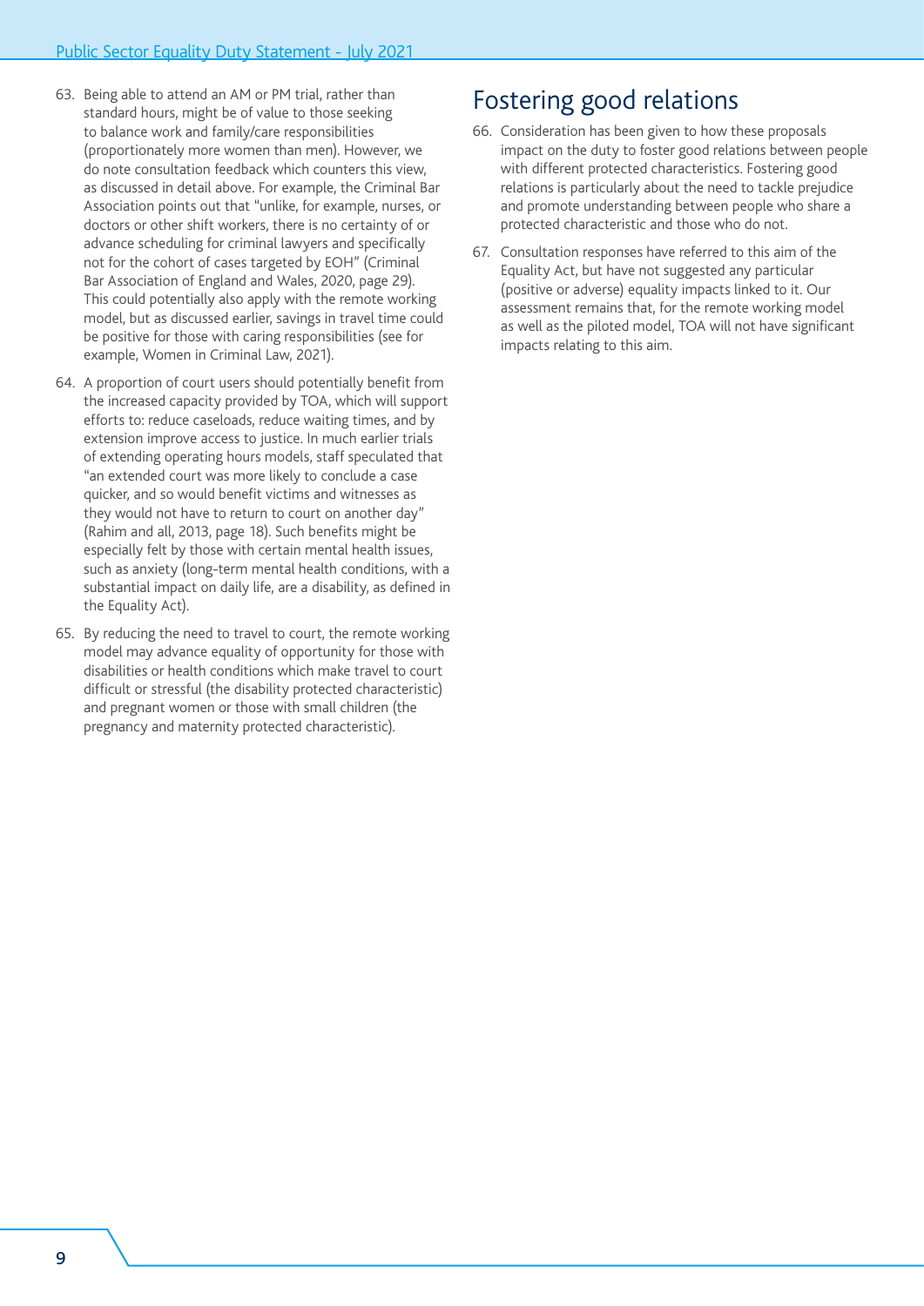63. Being able to attend an AM or PM trial, rather than standard hours, might be of value to those seeking to balance work and family/care responsibilities (proportionately more women than men). However, we do note consultation feedback which counters this view, as discussed in detail above. For example, the Criminal Bar Association points out that "unlike, for example, nurses, or doctors or other shift workers, there is no certainty of or advance scheduling for criminal lawyers and specifically not for the cohort of cases targeted by EOH" (Criminal Bar Association of England and Wales, 2020, page 29). This could potentially also apply with the remote working model, but as discussed earlier, savings in travel time could be positive for those with caring responsibilities (see for example, Women in Criminal Law, 2021).

64. A proportion of court users should potentially benefit from the increased capacity provided by TOA, which will support efforts to: reduce caseloads, reduce waiting times, and by extension improve access to justice. In much earlier trials of extending operating hours models, staff speculated that "an extended court was more likely to conclude a case quicker, and so would benefit victims and witnesses as they would not have to return to court on another day" (Rahim and all, 2013, page 18). Such benefits might be especially felt by those with certain mental health issues, such as anxiety (long-term mental health conditions, with a substantial impact on daily life, are a disability, as defined in the Equality Act).

65. By reducing the need to travel to court, the remote working model may advance equality of opportunity for those with disabilities or health conditions which make travel to court difficult or stressful (the disability protected characteristic) and pregnant women or those with small children (the pregnancy and maternity protected characteristic).

## Fostering good relations

66. Consideration has been given to how these proposals impact on the duty to foster good relations between people with different protected characteristics. Fostering good relations is particularly about the need to tackle prejudice and promote understanding between people who share a protected characteristic and those who do not.

67. Consultation responses have referred to this aim of the Equality Act, but have not suggested any particular (positive or adverse) equality impacts linked to it. Our assessment remains that, for the remote working model as well as the piloted model, TOA will not have significant impacts relating to this aim.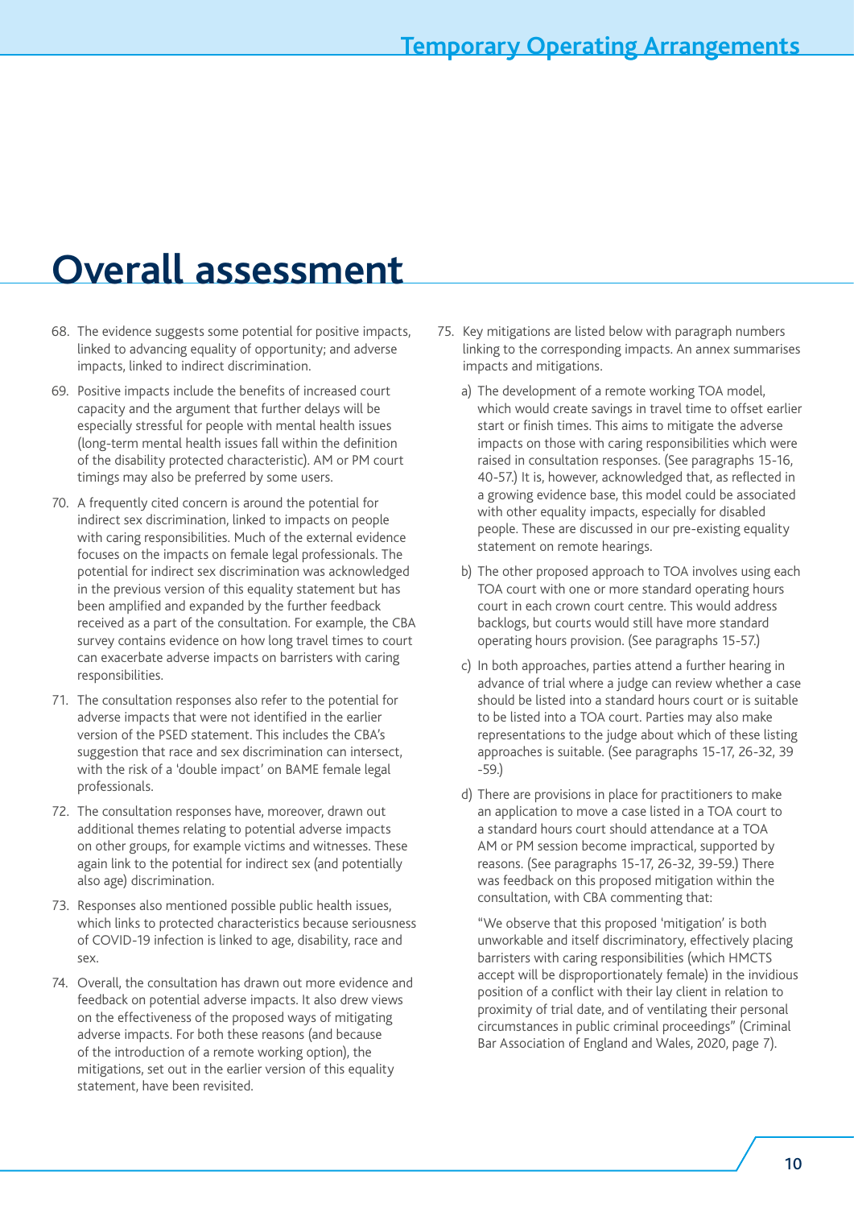# Overall assessment

68. The evidence suggests some potential for positive impacts, linked to advancing equality of opportunity; and adverse impacts, linked to indirect discrimination.

69. Positive impacts include the benefits of increased court capacity and the argument that further delays will be especially stressful for people with mental health issues (long-term mental health issues fall within the definition of the disability protected characteristic). AM or PM court timings may also be preferred by some users.

70. A frequently cited concern is around the potential for indirect sex discrimination, linked to impacts on people with caring responsibilities. Much of the external evidence focuses on the impacts on female legal professionals. The potential for indirect sex discrimination was acknowledged in the previous version of this equality statement but has been amplified and expanded by the further feedback received as a part of the consultation. For example, the CBA survey contains evidence on how long travel times to court can exacerbate adverse impacts on barristers with caring responsibilities.

71. The consultation responses also refer to the potential for adverse impacts that were not identified in the earlier version of the PSED statement. This includes the CBA's suggestion that race and sex discrimination can intersect, with the risk of a 'double impact' on BAME female legal professionals.

72. The consultation responses have, moreover, drawn out additional themes relating to potential adverse impacts on other groups, for example victims and witnesses. These again link to the potential for indirect sex (and potentially also age) discrimination.

73. Responses also mentioned possible public health issues, which links to protected characteristics because seriousness of COVID-19 infection is linked to age, disability, race and sex.

74. Overall, the consultation has drawn out more evidence and feedback on potential adverse impacts. It also drew views on the effectiveness of the proposed ways of mitigating adverse impacts. For both these reasons (and because of the introduction of a remote working option), the mitigations, set out in the earlier version of this equality statement, have been revisited.

75. Key mitigations are listed below with paragraph numbers linking to the corresponding impacts. An annex summarises impacts and mitigations.

    a) The development of a remote working TOA model, which would create savings in travel time to offset earlier start or finish times. This aims to mitigate the adverse impacts on those with caring responsibilities which were raised in consultation responses. (See paragraphs 15-16, 40-57.) It is, however, acknowledged that, as reflected in a growing evidence base, this model could be associated with other equality impacts, especially for disabled people. These are discussed in our pre-existing equality statement on remote hearings.

    b) The other proposed approach to TOA involves using each TOA court with one or more standard operating hours court in each crown court centre. This would address backlogs, but courts would still have more standard operating hours provision. (See paragraphs 15-57.)

    c) In both approaches, parties attend a further hearing in advance of trial where a judge can review whether a case should be listed into a standard hours court or is suitable to be listed into a TOA court. Parties may also make representations to the judge about which of these listing approaches is suitable. (See paragraphs 15-17, 26-32, 39 -59.)

    d) There are provisions in place for practitioners to make an application to move a case listed in a TOA court to a standard hours court should attendance at a TOA AM or PM session become impractical, supported by reasons. (See paragraphs 15-17, 26-32, 39-59.) There was feedback on this proposed mitigation within the consultation, with CBA commenting that:

       "We observe that this proposed 'mitigation' is both unworkable and itself discriminatory, effectively placing barristers with caring responsibilities (which HMCTS accept will be disproportionately female) in the invidious position of a conflict with their lay client in relation to proximity of trial date, and of ventilating their personal circumstances in public criminal proceedings" (Criminal Bar Association of England and Wales, 2020, page 7).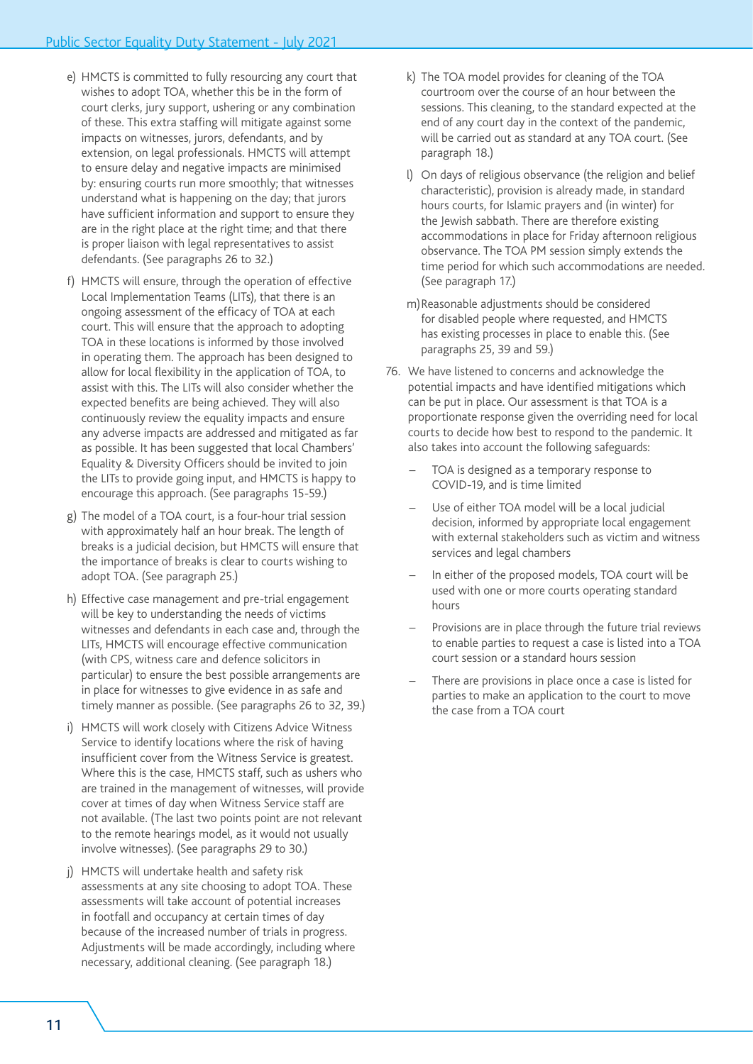e) HMCTS is committed to fully resourcing any court that wishes to adopt TOA, whether this be in the form of court clerks, jury support, ushering or any combination of these. This extra staffing will mitigate against some impacts on witnesses, jurors, defendants, and by extension, on legal professionals. HMCTS will attempt to ensure delay and negative impacts are minimised by: ensuring courts run more smoothly; that witnesses understand what is happening on the day; that jurors have sufficient information and support to ensure they are in the right place at the right time; and that there is proper liaison with legal representatives to assist defendants. (See paragraphs 26 to 32.)

f) HMCTS will ensure, through the operation of effective Local Implementation Teams (LITs), that there is an ongoing assessment of the efficacy of TOA at each court. This will ensure that the approach to adopting TOA in these locations is informed by those involved in operating them. The approach has been designed to allow for local flexibility in the application of TOA, to assist with this. The LITs will also consider whether the expected benefits are being achieved. They will also continuously review the equality impacts and ensure any adverse impacts are addressed and mitigated as far as possible. It has been suggested that local Chambers' Equality & Diversity Officers should be invited to join the LITs to provide going input, and HMCTS is happy to encourage this approach. (See paragraphs 15-59.)

g) The model of a TOA court, is a four-hour trial session with approximately half an hour break. The length of breaks is a judicial decision, but HMCTS will ensure that the importance of breaks is clear to courts wishing to adopt TOA. (See paragraph 25.)

h) Effective case management and pre-trial engagement will be key to understanding the needs of victims witnesses and defendants in each case and, through the LITs, HMCTS will encourage effective communication (with CPS, witness care and defence solicitors in particular) to ensure the best possible arrangements are in place for witnesses to give evidence in as safe and timely manner as possible. (See paragraphs 26 to 32, 39.)

i) HMCTS will work closely with Citizens Advice Witness Service to identify locations where the risk of having insufficient cover from the Witness Service is greatest. Where this is the case, HMCTS staff, such as ushers who are trained in the management of witnesses, will provide cover at times of day when Witness Service staff are not available. (The last two points point are not relevant to the remote hearings model, as it would not usually involve witnesses). (See paragraphs 29 to 30.)

j) HMCTS will undertake health and safety risk assessments at any site choosing to adopt TOA. These assessments will take account of potential increases in footfall and occupancy at certain times of day because of the increased number of trials in progress. Adjustments will be made accordingly, including where necessary, additional cleaning. (See paragraph 18.)

k) The TOA model provides for cleaning of the TOA courtroom over the course of an hour between the sessions. This cleaning, to the standard expected at the end of any court day in the context of the pandemic, will be carried out as standard at any TOA court. (See paragraph 18.)

l) On days of religious observance (the religion and belief characteristic), provision is already made, in standard hours courts, for Islamic prayers and (in winter) for the Jewish sabbath. There are therefore existing accommodations in place for Friday afternoon religious observance. The TOA PM session simply extends the time period for which such accommodations are needed. (See paragraph 17.)

m) Reasonable adjustments should be considered for disabled people where requested, and HMCTS has existing processes in place to enable this. (See paragraphs 25, 39 and 59.)

76. We have listened to concerns and acknowledge the potential impacts and have identified mitigations which can be put in place. Our assessment is that TOA is a proportionate response given the overriding need for local courts to decide how best to respond to the pandemic. It also takes into account the following safeguards:

- TOA is designed as a temporary response to COVID-19, and is time limited
- Use of either TOA model will be a local judicial decision, informed by appropriate local engagement with external stakeholders such as victim and witness services and legal chambers
- In either of the proposed models, TOA court will be used with one or more courts operating standard hours
- Provisions are in place through the future trial reviews to enable parties to request a case is listed into a TOA court session or a standard hours session
- There are provisions in place once a case is listed for parties to make an application to the court to move the case from a TOA court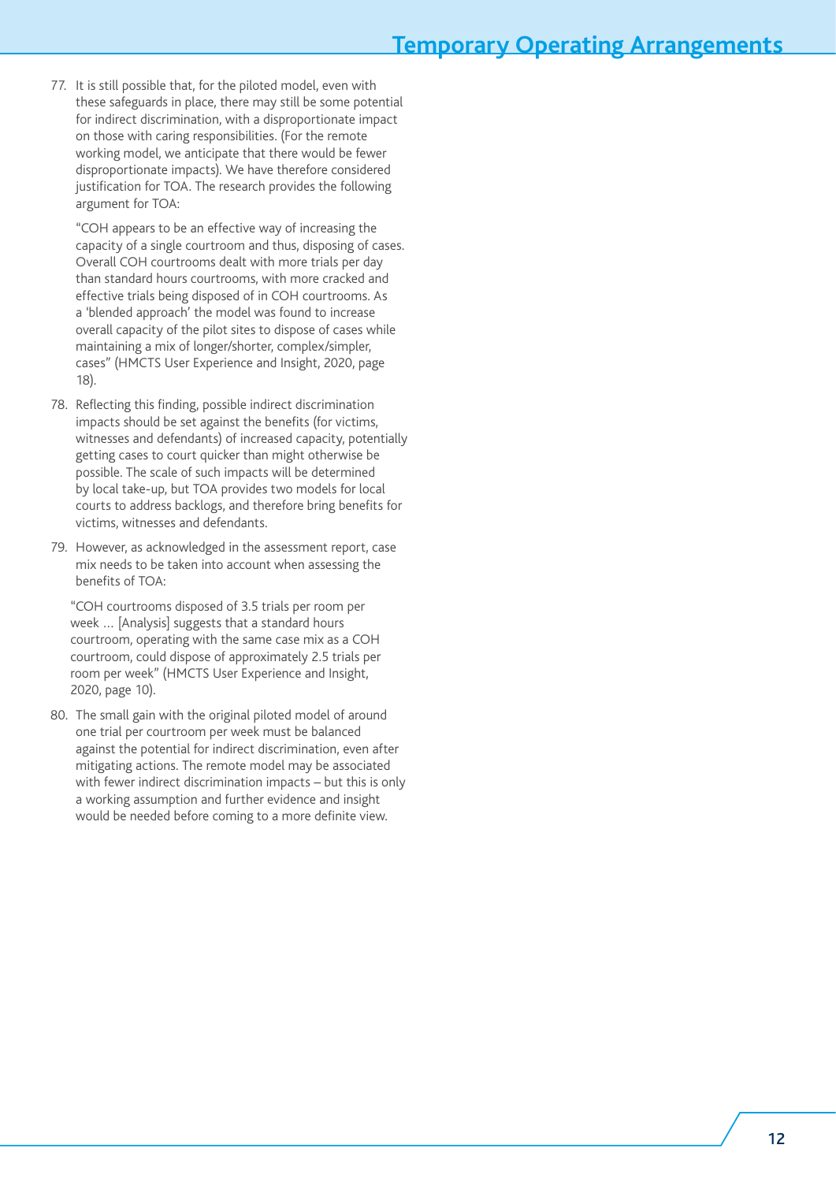77. It is still possible that, for the piloted model, even with these safeguards in place, there may still be some potential for indirect discrimination, with a disproportionate impact on those with caring responsibilities. (For the remote working model, we anticipate that there would be fewer disproportionate impacts). We have therefore considered justification for TOA. The research provides the following argument for TOA:

   "COH appears to be an effective way of increasing the capacity of a single courtroom and thus, disposing of cases. Overall COH courtrooms dealt with more trials per day than standard hours courtrooms, with more cracked and effective trials being disposed of in COH courtrooms. As a 'blended approach' the model was found to increase overall capacity of the pilot sites to dispose of cases while maintaining a mix of longer/shorter, complex/simpler, cases" (HMCTS User Experience and Insight, 2020, page 18).

78. Reflecting this finding, possible indirect discrimination impacts should be set against the benefits (for victims, witnesses and defendants) of increased capacity, potentially getting cases to court quicker than might otherwise be possible. The scale of such impacts will be determined by local take-up, but TOA provides two models for local courts to address backlogs, and therefore bring benefits for victims, witnesses and defendants.

79. However, as acknowledged in the assessment report, case mix needs to be taken into account when assessing the benefits of TOA:

   "COH courtrooms disposed of 3.5 trials per room per week … [Analysis] suggests that a standard hours courtroom, operating with the same case mix as a COH courtroom, could dispose of approximately 2.5 trials per room per week" (HMCTS User Experience and Insight, 2020, page 10).

80. The small gain with the original piloted model of around one trial per courtroom per week must be balanced against the potential for indirect discrimination, even after mitigating actions. The remote model may be associated with fewer indirect discrimination impacts – but this is only a working assumption and further evidence and insight would be needed before coming to a more definite view.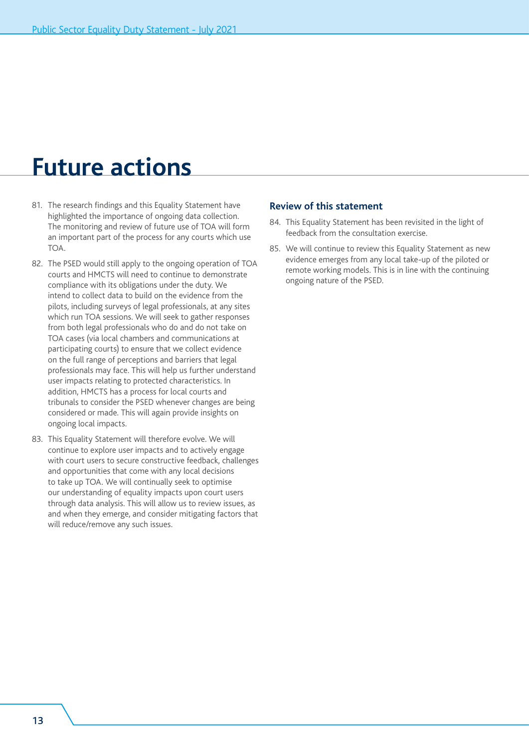# Future actions

81. The research findings and this Equality Statement have highlighted the importance of ongoing data collection. The monitoring and review of future use of TOA will form an important part of the process for any courts which use TOA.

82. The PSED would still apply to the ongoing operation of TOA courts and HMCTS will need to continue to demonstrate compliance with its obligations under the duty. We intend to collect data to build on the evidence from the pilots, including surveys of legal professionals, at any sites which run TOA sessions. We will seek to gather responses from both legal professionals who do and do not take on TOA cases (via local chambers and communications at participating courts) to ensure that we collect evidence on the full range of perceptions and barriers that legal professionals may face. This will help us further understand user impacts relating to protected characteristics. In addition, HMCTS has a process for local courts and tribunals to consider the PSED whenever changes are being considered or made. This will again provide insights on ongoing local impacts.

83. This Equality Statement will therefore evolve. We will continue to explore user impacts and to actively engage with court users to secure constructive feedback, challenges and opportunities that come with any local decisions to take up TOA. We will continually seek to optimise our understanding of equality impacts upon court users through data analysis. This will allow us to review issues, as and when they emerge, and consider mitigating factors that will reduce/remove any such issues.

### Review of this statement

84. This Equality Statement has been revisited in the light of feedback from the consultation exercise.

85. We will continue to review this Equality Statement as new evidence emerges from any local take-up of the piloted or remote working models. This is in line with the continuing ongoing nature of the PSED.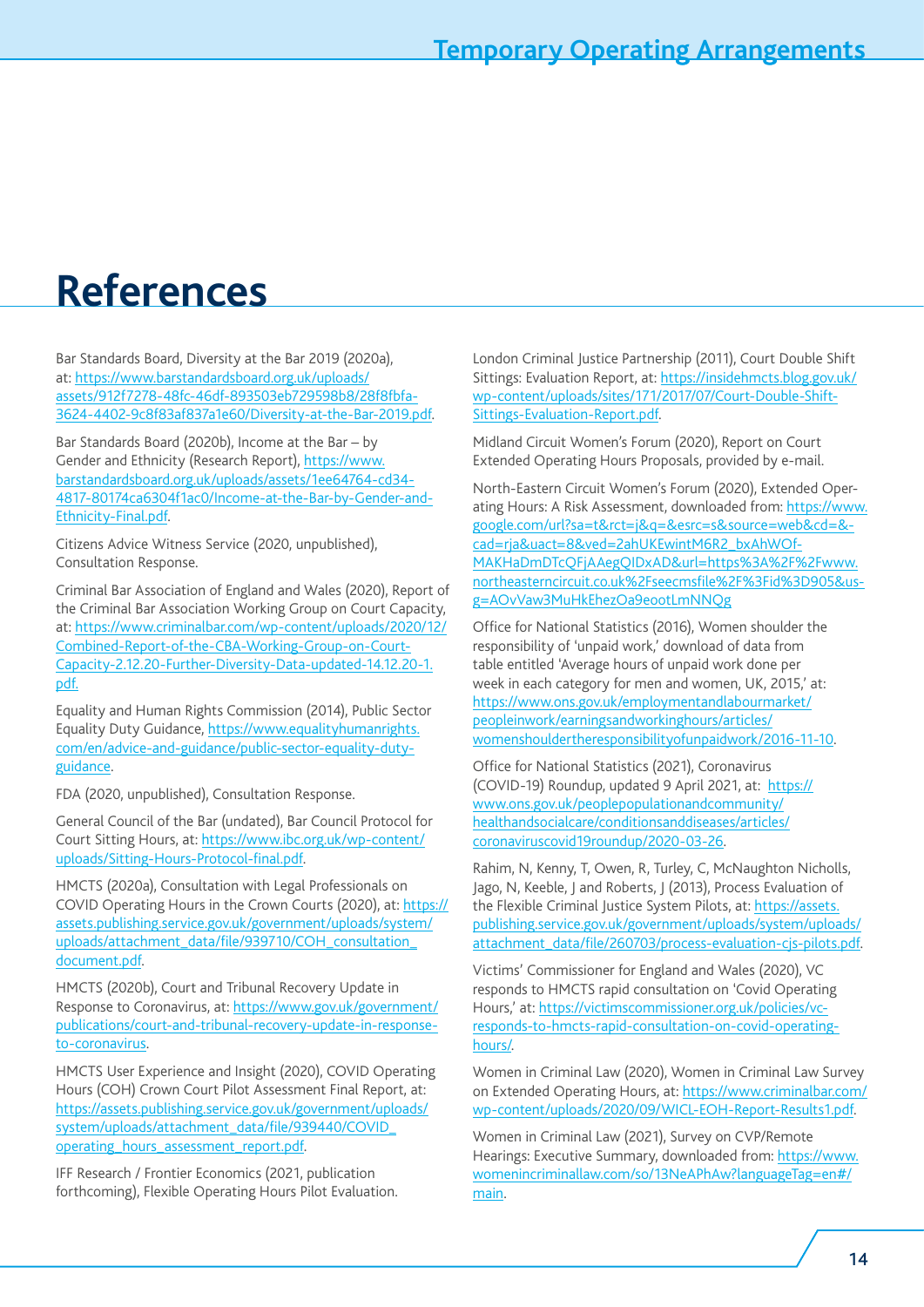# References

Bar Standards Board, Diversity at the Bar 2019 (2020a), at: https://www.barstandardsboard.org.uk/uploads/assets/912f7278-48fc-46df-893503eb729598b8/28f8fbfa-3624-4402-9c8f83af837a1e60/Diversity-at-the-Bar-2019.pdf.

Bar Standards Board (2020b), Income at the Bar – by Gender and Ethnicity (Research Report), https://www.barstandardsboard.org.uk/uploads/assets/1ee64764-cd34-4817-80174ca6304f1ac0/Income-at-the-Bar-by-Gender-and-Ethnicity-Final.pdf.

Citizens Advice Witness Service (2020, unpublished), Consultation Response.

Criminal Bar Association of England and Wales (2020), Report of the Criminal Bar Association Working Group on Court Capacity, at: https://www.criminalbar.com/wp-content/uploads/2020/12/Combined-Report-of-the-CBA-Working-Group-on-Court-Capacity-2.12.20-Further-Diversity-Data-updated-14.12.20-1.pdf.

Equality and Human Rights Commission (2014), Public Sector Equality Duty Guidance, https://www.equalityhumanrights.com/en/advice-and-guidance/public-sector-equality-duty-guidance.

FDA (2020, unpublished), Consultation Response.

General Council of the Bar (undated), Bar Council Protocol for Court Sitting Hours, at: https://www.ibc.org.uk/wp-content/uploads/Sitting-Hours-Protocol-final.pdf.

HMCTS (2020a), Consultation with Legal Professionals on COVID Operating Hours in the Crown Courts (2020), at: https://assets.publishing.service.gov.uk/government/uploads/system/uploads/attachment_data/file/939710/COH_consultation_document.pdf.

HMCTS (2020b), Court and Tribunal Recovery Update in Response to Coronavirus, at: https://www.gov.uk/government/publications/court-and-tribunal-recovery-update-in-response-to-coronavirus.

HMCTS User Experience and Insight (2020), COVID Operating Hours (COH) Crown Court Pilot Assessment Final Report, at: https://assets.publishing.service.gov.uk/government/uploads/system/uploads/attachment_data/file/939440/COVID_operating_hours_assessment_report.pdf.

IFF Research / Frontier Economics (2021, publication forthcoming), Flexible Operating Hours Pilot Evaluation.

London Criminal Justice Partnership (2011), Court Double Shift Sittings: Evaluation Report, at: https://insidehmcts.blog.gov.uk/wp-content/uploads/sites/171/2017/07/Court-Double-Shift-Sittings-Evaluation-Report.pdf.

Midland Circuit Women's Forum (2020), Report on Court Extended Operating Hours Proposals, provided by e-mail.

North-Eastern Circuit Women's Forum (2020), Extended Operating Hours: A Risk Assessment, downloaded from: https://www.google.com/url?sa=t&rct=j&q=&esrc=s&source=web&cd=&cad=rja&uact=8&ved=2ahUKEwintM6R2_bxAhWOf-MAKHaDmDTcQFjAAegQIDxAD&url=https%3A%2F%2Fwww.northeasterncircuit.co.uk%2Fseecmsfile%2F%3Fid%3D905&usg=AOvVaw3MuHkEhezOa9eootLmNNQg

Office for National Statistics (2016), Women shoulder the responsibility of 'unpaid work,' download of data from table entitled 'Average hours of unpaid work done per week in each category for men and women, UK, 2015,' at: https://www.ons.gov.uk/employmentandlabourmarket/peopleinwork/earningsandworkinghours/articles/womenshouldertheresponsibilityofunpaidwork/2016-11-10.

Office for National Statistics (2021), Coronavirus (COVID-19) Roundup, updated 9 April 2021, at: https://www.ons.gov.uk/peoplepopulationandcommunity/healthandsocialcare/conditionsanddiseases/articles/coronaviruscovid19roundup/2020-03-26.

Rahim, N, Kenny, T, Owen, R, Turley, C, McNaughton Nicholls, Jago, N, Keeble, J and Roberts, J (2013), Process Evaluation of the Flexible Criminal Justice System Pilots, at: https://assets.publishing.service.gov.uk/government/uploads/system/uploads/attachment_data/file/260703/process-evaluation-cjs-pilots.pdf.

Victims' Commissioner for England and Wales (2020), VC responds to HMCTS rapid consultation on 'Covid Operating Hours,' at: https://victimscommissioner.org.uk/policies/vc-responds-to-hmcts-rapid-consultation-on-covid-operating-hours/.

Women in Criminal Law (2020), Women in Criminal Law Survey on Extended Operating Hours, at: https://www.criminalbar.com/wp-content/uploads/2020/09/WICL-EOH-Report-Results1.pdf.

Women in Criminal Law (2021), Survey on CVP/Remote Hearings: Executive Summary, downloaded from: https://www.womenincriminallaw.com/so/13NeAPhAw?languageTag=en#/main.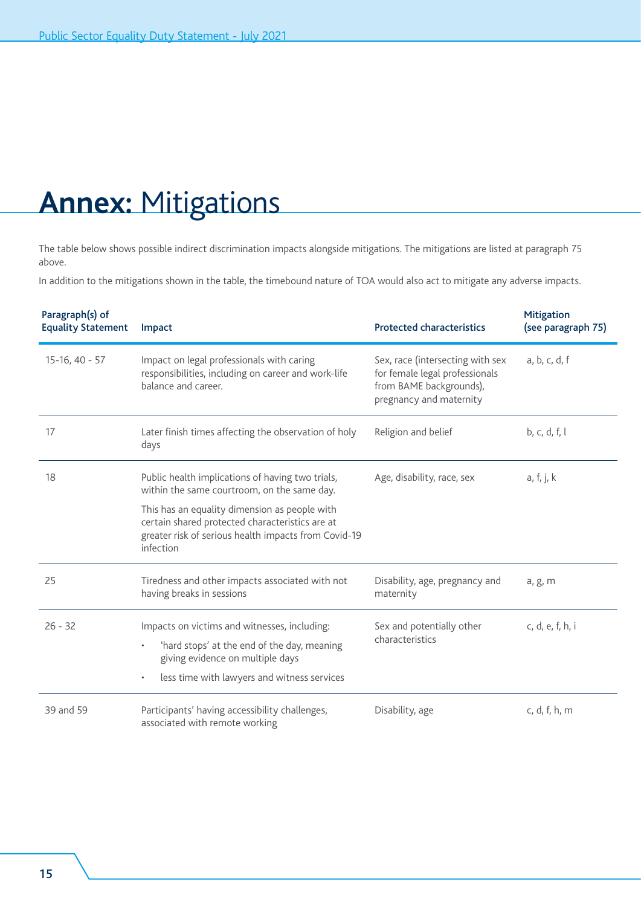# **Annex:** Mitigations

The table below shows possible indirect discrimination impacts alongside mitigations. The mitigations are listed at paragraph 75 above.

In addition to the mitigations shown in the table, the timebound nature of TOA would also act to mitigate any adverse impacts.

| Paragraph(s) of Equality Statement | Impact | Protected characteristics | Mitigation (see paragraph 75) |
|---|---|---|---|
| 15-16, 40 - 57 | Impact on legal professionals with caring responsibilities, including on career and work-life balance and career. | Sex, race (intersecting with sex for female legal professionals from BAME backgrounds), pregnancy and maternity | a, b, c, d, f |
| 17 | Later finish times affecting the observation of holy days | Religion and belief | b, c, d, f, l |
| 18 | Public health implications of having two trials, within the same courtroom, on the same day.<br><br>This has an equality dimension as people with certain shared protected characteristics are at greater risk of serious health impacts from Covid-19 infection | Age, disability, race, sex | a, f, j, k |
| 25 | Tiredness and other impacts associated with not having breaks in sessions | Disability, age, pregnancy and maternity | a, g, m |
| 26 - 32 | Impacts on victims and witnesses, including:<br>• 'hard stops' at the end of the day, meaning giving evidence on multiple days<br>• less time with lawyers and witness services | Sex and potentially other characteristics | c, d, e, f, h, i |
| 39 and 59 | Participants' having accessibility challenges, associated with remote working | Disability, age | c, d, f, h, m |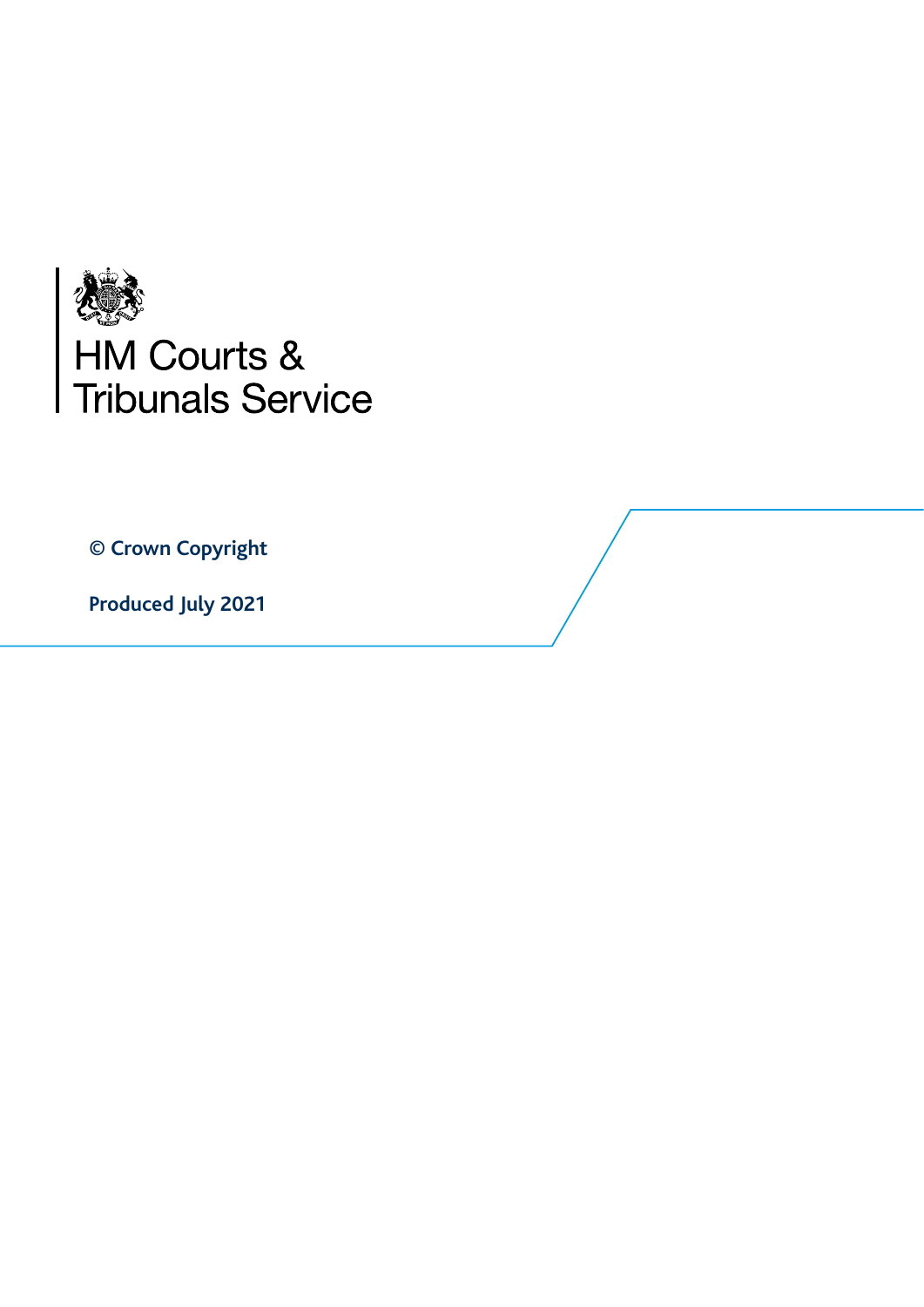HM Courts &
Tribunals Service

**© Crown Copyright**

**Produced July 2021**